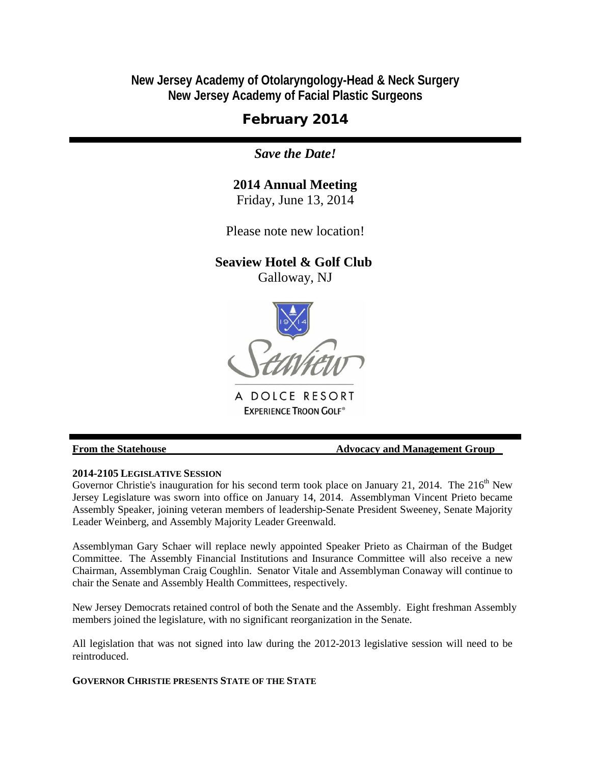# New Jersey Academy of Otolaryngology-Head & Neck Surgery
# New Jersey Academy of Facial Plastic Surgeons

## February 2014

***Save the Date!***

**2014 Annual Meeting**
Friday, June 13, 2014

Please note new location!

**Seaview Hotel & Golf Club**
Galloway, NJ

Seaview
A DOLCE RESORT
EXPERIENCE TROON GOLF®

**From the Statehouse** **Advocacy and Management Group**

**2014-2105 LEGISLATIVE SESSION**

Governor Christie's inauguration for his second term took place on January 21, 2014. The 216th New Jersey Legislature was sworn into office on January 14, 2014. Assemblyman Vincent Prieto became Assembly Speaker, joining veteran members of leadership-Senate President Sweeney, Senate Majority Leader Weinberg, and Assembly Majority Leader Greenwald.

Assemblyman Gary Schaer will replace newly appointed Speaker Prieto as Chairman of the Budget Committee. The Assembly Financial Institutions and Insurance Committee will also receive a new Chairman, Assemblyman Craig Coughlin. Senator Vitale and Assemblyman Conaway will continue to chair the Senate and Assembly Health Committees, respectively.

New Jersey Democrats retained control of both the Senate and the Assembly. Eight freshman Assembly members joined the legislature, with no significant reorganization in the Senate.

All legislation that was not signed into law during the 2012-2013 legislative session will need to be reintroduced.

**GOVERNOR CHRISTIE PRESENTS STATE OF THE STATE**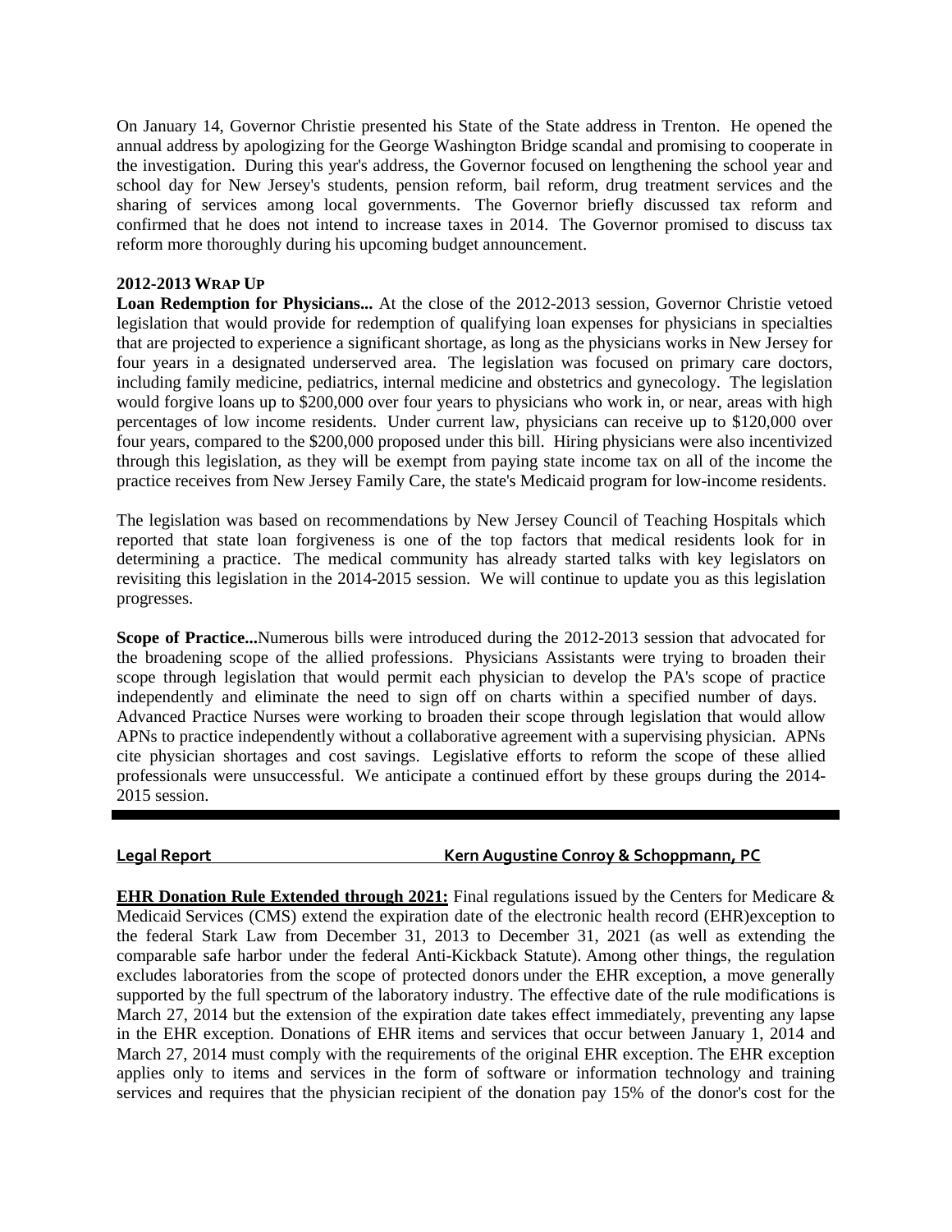On January 14, Governor Christie presented his State of the State address in Trenton. He opened the annual address by apologizing for the George Washington Bridge scandal and promising to cooperate in the investigation. During this year's address, the Governor focused on lengthening the school year and school day for New Jersey's students, pension reform, bail reform, drug treatment services and the sharing of services among local governments. The Governor briefly discussed tax reform and confirmed that he does not intend to increase taxes in 2014. The Governor promised to discuss tax reform more thoroughly during his upcoming budget announcement.

**2012-2013 WRAP UP**

**Loan Redemption for Physicians...** At the close of the 2012-2013 session, Governor Christie vetoed legislation that would provide for redemption of qualifying loan expenses for physicians in specialties that are projected to experience a significant shortage, as long as the physicians works in New Jersey for four years in a designated underserved area. The legislation was focused on primary care doctors, including family medicine, pediatrics, internal medicine and obstetrics and gynecology. The legislation would forgive loans up to $200,000 over four years to physicians who work in, or near, areas with high percentages of low income residents. Under current law, physicians can receive up to $120,000 over four years, compared to the $200,000 proposed under this bill. Hiring physicians were also incentivized through this legislation, as they will be exempt from paying state income tax on all of the income the practice receives from New Jersey Family Care, the state's Medicaid program for low-income residents.

The legislation was based on recommendations by New Jersey Council of Teaching Hospitals which reported that state loan forgiveness is one of the top factors that medical residents look for in determining a practice. The medical community has already started talks with key legislators on revisiting this legislation in the 2014-2015 session. We will continue to update you as this legislation progresses.

**Scope of Practice...**Numerous bills were introduced during the 2012-2013 session that advocated for the broadening scope of the allied professions. Physicians Assistants were trying to broaden their scope through legislation that would permit each physician to develop the PA's scope of practice independently and eliminate the need to sign off on charts within a specified number of days. Advanced Practice Nurses were working to broaden their scope through legislation that would allow APNs to practice independently without a collaborative agreement with a supervising physician. APNs cite physician shortages and cost savings. Legislative efforts to reform the scope of these allied professionals were unsuccessful. We anticipate a continued effort by these groups during the 2014-2015 session.

---

## Legal Report — Kern Augustine Conroy & Schoppmann, PC

**EHR Donation Rule Extended through 2021:** Final regulations issued by the Centers for Medicare & Medicaid Services (CMS) extend the expiration date of the electronic health record (EHR)exception to the federal Stark Law from December 31, 2013 to December 31, 2021 (as well as extending the comparable safe harbor under the federal Anti-Kickback Statute). Among other things, the regulation excludes laboratories from the scope of protected donors under the EHR exception, a move generally supported by the full spectrum of the laboratory industry. The effective date of the rule modifications is March 27, 2014 but the extension of the expiration date takes effect immediately, preventing any lapse in the EHR exception. Donations of EHR items and services that occur between January 1, 2014 and March 27, 2014 must comply with the requirements of the original EHR exception. The EHR exception applies only to items and services in the form of software or information technology and training services and requires that the physician recipient of the donation pay 15% of the donor's cost for the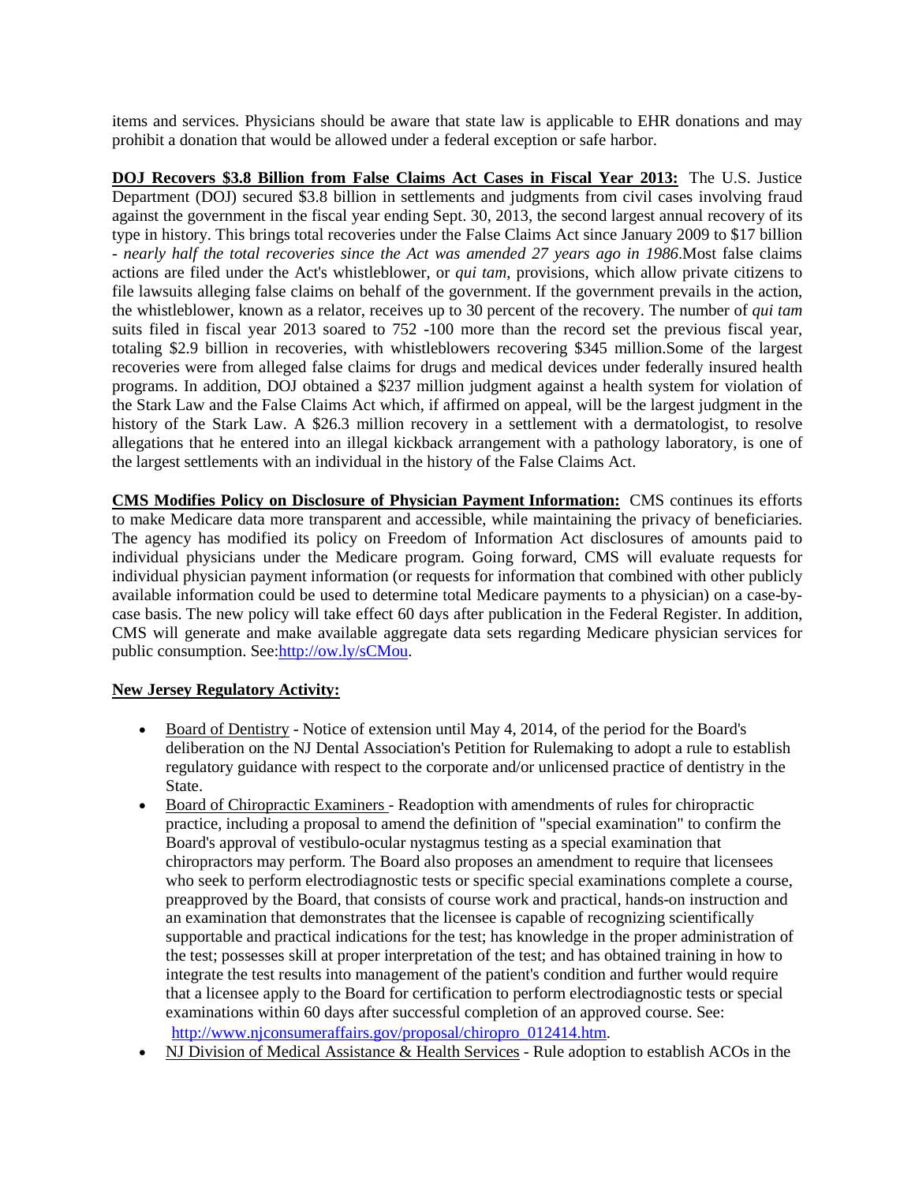items and services. Physicians should be aware that state law is applicable to EHR donations and may prohibit a donation that would be allowed under a federal exception or safe harbor.

**DOJ Recovers $3.8 Billion from False Claims Act Cases in Fiscal Year 2013:** The U.S. Justice Department (DOJ) secured $3.8 billion in settlements and judgments from civil cases involving fraud against the government in the fiscal year ending Sept. 30, 2013, the second largest annual recovery of its type in history. This brings total recoveries under the False Claims Act since January 2009 to $17 billion - *nearly half the total recoveries since the Act was amended 27 years ago in 1986*.Most false claims actions are filed under the Act's whistleblower, or *qui tam*, provisions, which allow private citizens to file lawsuits alleging false claims on behalf of the government. If the government prevails in the action, the whistleblower, known as a relator, receives up to 30 percent of the recovery. The number of *qui tam* suits filed in fiscal year 2013 soared to 752 -100 more than the record set the previous fiscal year, totaling $2.9 billion in recoveries, with whistleblowers recovering $345 million.Some of the largest recoveries were from alleged false claims for drugs and medical devices under federally insured health programs. In addition, DOJ obtained a $237 million judgment against a health system for violation of the Stark Law and the False Claims Act which, if affirmed on appeal, will be the largest judgment in the history of the Stark Law. A $26.3 million recovery in a settlement with a dermatologist, to resolve allegations that he entered into an illegal kickback arrangement with a pathology laboratory, is one of the largest settlements with an individual in the history of the False Claims Act.

**CMS Modifies Policy on Disclosure of Physician Payment Information:** CMS continues its efforts to make Medicare data more transparent and accessible, while maintaining the privacy of beneficiaries. The agency has modified its policy on Freedom of Information Act disclosures of amounts paid to individual physicians under the Medicare program. Going forward, CMS will evaluate requests for individual physician payment information (or requests for information that combined with other publicly available information could be used to determine total Medicare payments to a physician) on a case-by-case basis. The new policy will take effect 60 days after publication in the Federal Register. In addition, CMS will generate and make available aggregate data sets regarding Medicare physician services for public consumption. See:http://ow.ly/sCMou.

**New Jersey Regulatory Activity:**

- Board of Dentistry - Notice of extension until May 4, 2014, of the period for the Board's deliberation on the NJ Dental Association's Petition for Rulemaking to adopt a rule to establish regulatory guidance with respect to the corporate and/or unlicensed practice of dentistry in the State.
- Board of Chiropractic Examiners - Readoption with amendments of rules for chiropractic practice, including a proposal to amend the definition of "special examination" to confirm the Board's approval of vestibulo-ocular nystagmus testing as a special examination that chiropractors may perform. The Board also proposes an amendment to require that licensees who seek to perform electrodiagnostic tests or specific special examinations complete a course, preapproved by the Board, that consists of course work and practical, hands-on instruction and an examination that demonstrates that the licensee is capable of recognizing scientifically supportable and practical indications for the test; has knowledge in the proper administration of the test; possesses skill at proper interpretation of the test; and has obtained training in how to integrate the test results into management of the patient's condition and further would require that a licensee apply to the Board for certification to perform electrodiagnostic tests or special examinations within 60 days after successful completion of an approved course. See: http://www.njconsumeraffairs.gov/proposal/chiropro_012414.htm.
- NJ Division of Medical Assistance & Health Services - Rule adoption to establish ACOs in the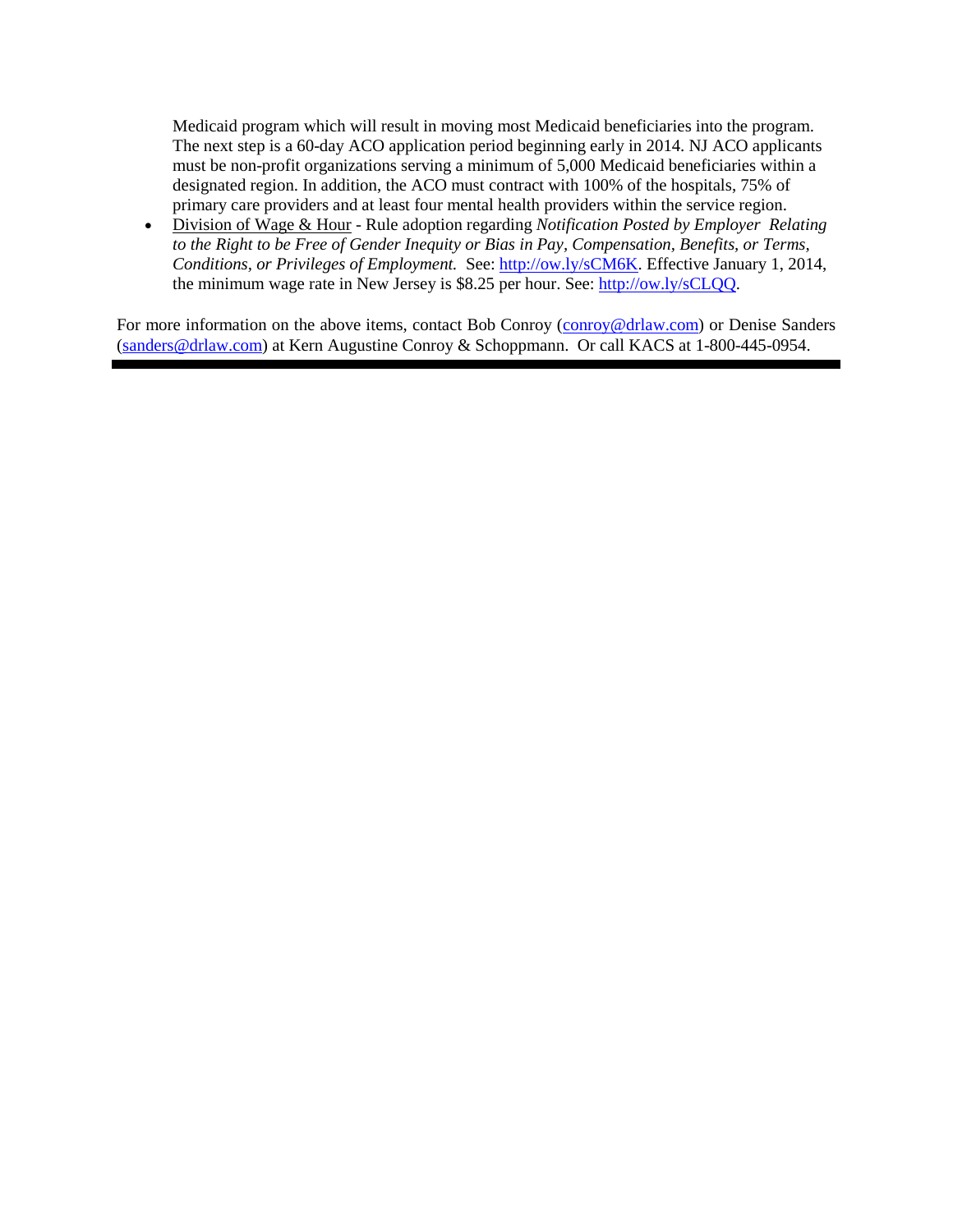Medicaid program which will result in moving most Medicaid beneficiaries into the program. The next step is a 60-day ACO application period beginning early in 2014. NJ ACO applicants must be non-profit organizations serving a minimum of 5,000 Medicaid beneficiaries within a designated region. In addition, the ACO must contract with 100% of the hospitals, 75% of primary care providers and at least four mental health providers within the service region.

- Division of Wage & Hour - Rule adoption regarding *Notification Posted by Employer Relating to the Right to be Free of Gender Inequity or Bias in Pay, Compensation, Benefits, or Terms, Conditions, or Privileges of Employment.* See: http://ow.ly/sCM6K. Effective January 1, 2014, the minimum wage rate in New Jersey is $8.25 per hour. See: http://ow.ly/sCLQQ.

For more information on the above items, contact Bob Conroy (conroy@drlaw.com) or Denise Sanders (sanders@drlaw.com) at Kern Augustine Conroy & Schoppmann. Or call KACS at 1-800-445-0954.